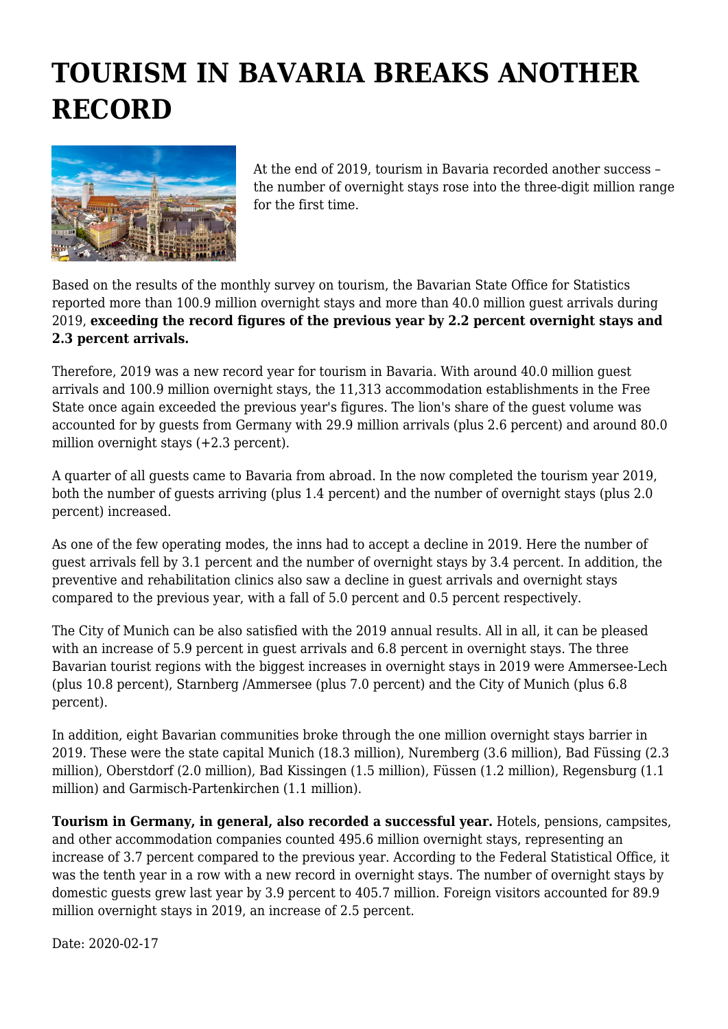# TOURISM IN BAVARIA BREAKS ANOTHER RECORD

At the end of 2019, tourism in Bavaria recorded another success – the number of overnight stays rose into the three-digit million range for the first time.

Based on the results of the monthly survey on tourism, the Bavarian State Office for Statistics reported more than 100.9 million overnight stays and more than 40.0 million guest arrivals during 2019, **exceeding the record figures of the previous year by 2.2 percent overnight stays and 2.3 percent arrivals.**

Therefore, 2019 was a new record year for tourism in Bavaria. With around 40.0 million guest arrivals and 100.9 million overnight stays, the 11,313 accommodation establishments in the Free State once again exceeded the previous year's figures. The lion's share of the guest volume was accounted for by guests from Germany with 29.9 million arrivals (plus 2.6 percent) and around 80.0 million overnight stays (+2.3 percent).

A quarter of all guests came to Bavaria from abroad. In the now completed the tourism year 2019, both the number of guests arriving (plus 1.4 percent) and the number of overnight stays (plus 2.0 percent) increased.

As one of the few operating modes, the inns had to accept a decline in 2019. Here the number of guest arrivals fell by 3.1 percent and the number of overnight stays by 3.4 percent. In addition, the preventive and rehabilitation clinics also saw a decline in guest arrivals and overnight stays compared to the previous year, with a fall of 5.0 percent and 0.5 percent respectively.

The City of Munich can be also satisfied with the 2019 annual results. All in all, it can be pleased with an increase of 5.9 percent in guest arrivals and 6.8 percent in overnight stays. The three Bavarian tourist regions with the biggest increases in overnight stays in 2019 were Ammersee-Lech (plus 10.8 percent), Starnberg /Ammersee (plus 7.0 percent) and the City of Munich (plus 6.8 percent).

In addition, eight Bavarian communities broke through the one million overnight stays barrier in 2019. These were the state capital Munich (18.3 million), Nuremberg (3.6 million), Bad Füssing (2.3 million), Oberstdorf (2.0 million), Bad Kissingen (1.5 million), Füssen (1.2 million), Regensburg (1.1 million) and Garmisch-Partenkirchen (1.1 million).

**Tourism in Germany, in general, also recorded a successful year.** Hotels, pensions, campsites, and other accommodation companies counted 495.6 million overnight stays, representing an increase of 3.7 percent compared to the previous year. According to the Federal Statistical Office, it was the tenth year in a row with a new record in overnight stays. The number of overnight stays by domestic guests grew last year by 3.9 percent to 405.7 million. Foreign visitors accounted for 89.9 million overnight stays in 2019, an increase of 2.5 percent.

Date: 2020-02-17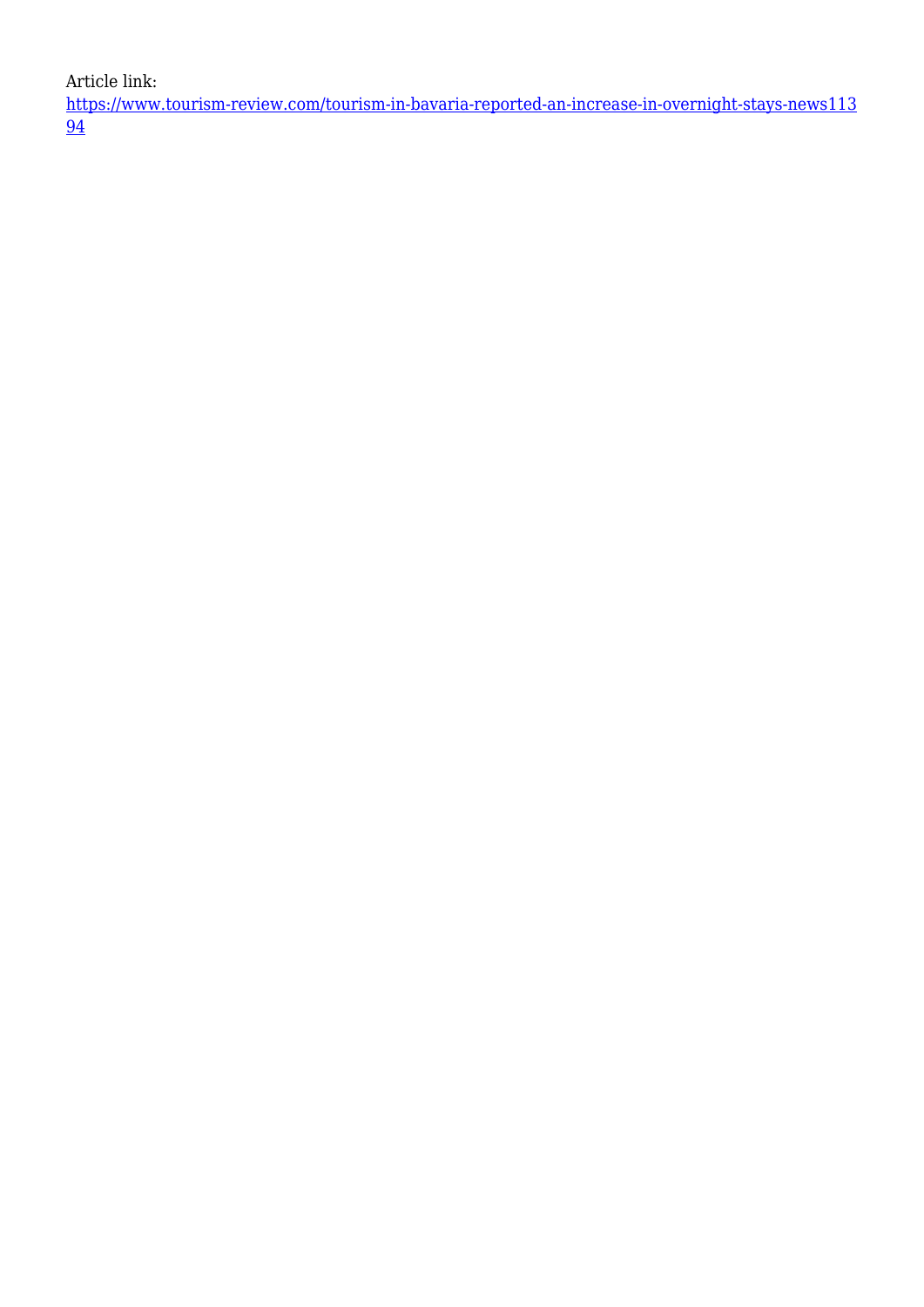Article link:
https://www.tourism-review.com/tourism-in-bavaria-reported-an-increase-in-overnight-stays-news11394